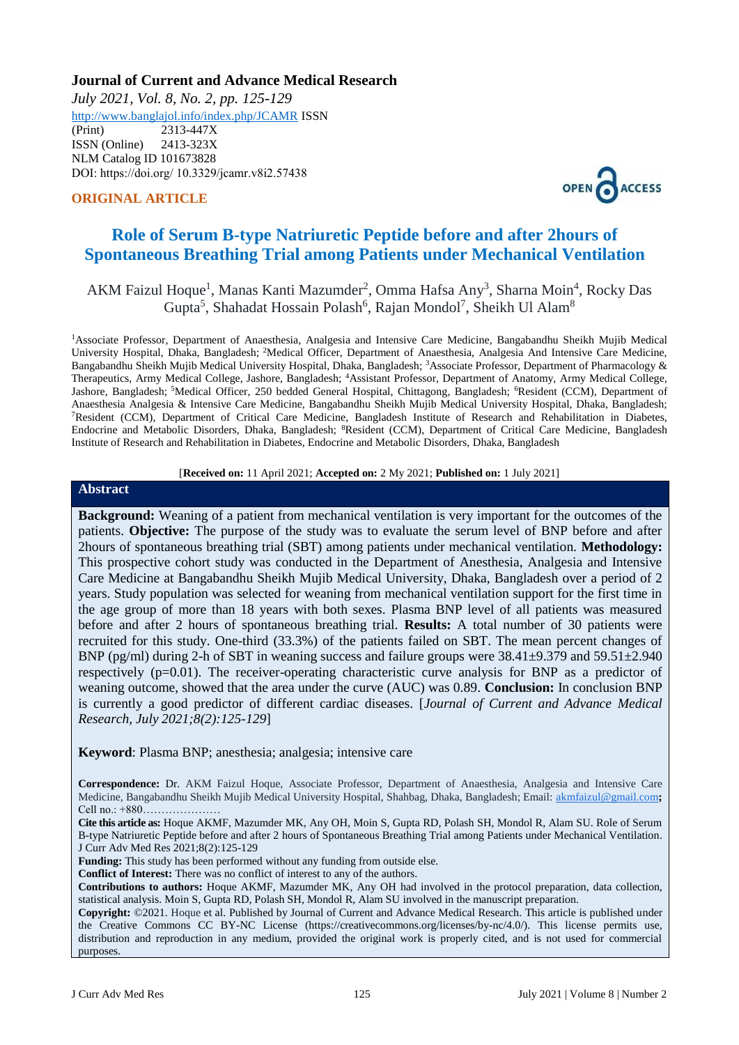**Journal of Current and Advance Medical Research**

*July 2021, Vol. 8, No. 2, pp. 125-129*

http://www.banglajol.info/index.php/JCAMR ISSN (Print) 2313-447X

ISSN (Online) 2413-323X

NLM Catalog ID 101673828

DOI: https://doi.org/ 10.3329/jcamr.v8i2.57438

**ORIGINAL ARTICLE**

OPEN ACCESS

# Role of Serum B-type Natriuretic Peptide before and after 2hours of Spontaneous Breathing Trial among Patients under Mechanical Ventilation

AKM Faizul Hoque[1], Manas Kanti Mazumder[2], Omma Hafsa Any[3], Sharna Moin[4], Rocky Das Gupta[5], Shahadat Hossain Polash[6], Rajan Mondol[7], Sheikh Ul Alam[8]

[1]Associate Professor, Department of Anaesthesia, Analgesia and Intensive Care Medicine, Bangabandhu Sheikh Mujib Medical University Hospital, Dhaka, Bangladesh; [2]Medical Officer, Department of Anaesthesia, Analgesia And Intensive Care Medicine, Bangabandhu Sheikh Mujib Medical University Hospital, Dhaka, Bangladesh; [3]Associate Professor, Department of Pharmacology & Therapeutics, Army Medical College, Jashore, Bangladesh; [4]Assistant Professor, Department of Anatomy, Army Medical College, Jashore, Bangladesh; [5]Medical Officer, 250 bedded General Hospital, Chittagong, Bangladesh; [6]Resident (CCM), Department of Anaesthesia Analgesia & Intensive Care Medicine, Bangabandhu Sheikh Mujib Medical University Hospital, Dhaka, Bangladesh; [7]Resident (CCM), Department of Critical Care Medicine, Bangladesh Institute of Research and Rehabilitation in Diabetes, Endocrine and Metabolic Disorders, Dhaka, Bangladesh; [8]Resident (CCM), Department of Critical Care Medicine, Bangladesh Institute of Research and Rehabilitation in Diabetes, Endocrine and Metabolic Disorders, Dhaka, Bangladesh

[**Received on:** 11 April 2021; **Accepted on:** 2 My 2021; **Published on:** 1 July 2021]

## Abstract

**Background:** Weaning of a patient from mechanical ventilation is very important for the outcomes of the patients. **Objective:** The purpose of the study was to evaluate the serum level of BNP before and after 2hours of spontaneous breathing trial (SBT) among patients under mechanical ventilation. **Methodology:** This prospective cohort study was conducted in the Department of Anesthesia, Analgesia and Intensive Care Medicine at Bangabandhu Sheikh Mujib Medical University, Dhaka, Bangladesh over a period of 2 years. Study population was selected for weaning from mechanical ventilation support for the first time in the age group of more than 18 years with both sexes. Plasma BNP level of all patients was measured before and after 2 hours of spontaneous breathing trial. **Results:** A total number of 30 patients were recruited for this study. One-third (33.3%) of the patients failed on SBT. The mean percent changes of BNP (pg/ml) during 2-h of SBT in weaning success and failure groups were 38.41±9.379 and 59.51±2.940 respectively (p=0.01). The receiver-operating characteristic curve analysis for BNP as a predictor of weaning outcome, showed that the area under the curve (AUC) was 0.89. **Conclusion:** In conclusion BNP is currently a good predictor of different cardiac diseases. [*Journal of Current and Advance Medical Research, July 2021;8(2):125-129*]

**Keyword**: Plasma BNP; anesthesia; analgesia; intensive care

**Correspondence:** Dr. AKM Faizul Hoque, Associate Professor, Department of Anaesthesia, Analgesia and Intensive Care Medicine, Bangabandhu Sheikh Mujib Medical University Hospital, Shahbag, Dhaka, Bangladesh; Email: akmfaizul@gmail.com**;** Cell no.: +880…………………

**Cite this article as:** Hoque AKMF, Mazumder MK, Any OH, Moin S, Gupta RD, Polash SH, Mondol R, Alam SU. Role of Serum B-type Natriuretic Peptide before and after 2 hours of Spontaneous Breathing Trial among Patients under Mechanical Ventilation. J Curr Adv Med Res 2021;8(2):125-129

**Funding:** This study has been performed without any funding from outside else.

**Conflict of Interest:** There was no conflict of interest to any of the authors.

**Contributions to authors:** Hoque AKMF, Mazumder MK, Any OH had involved in the protocol preparation, data collection, statistical analysis. Moin S, Gupta RD, Polash SH, Mondol R, Alam SU involved in the manuscript preparation.

**Copyright:** ©2021. Hoque et al. Published by Journal of Current and Advance Medical Research. This article is published under the Creative Commons CC BY-NC License (https://creativecommons.org/licenses/by-nc/4.0/). This license permits use, distribution and reproduction in any medium, provided the original work is properly cited, and is not used for commercial purposes.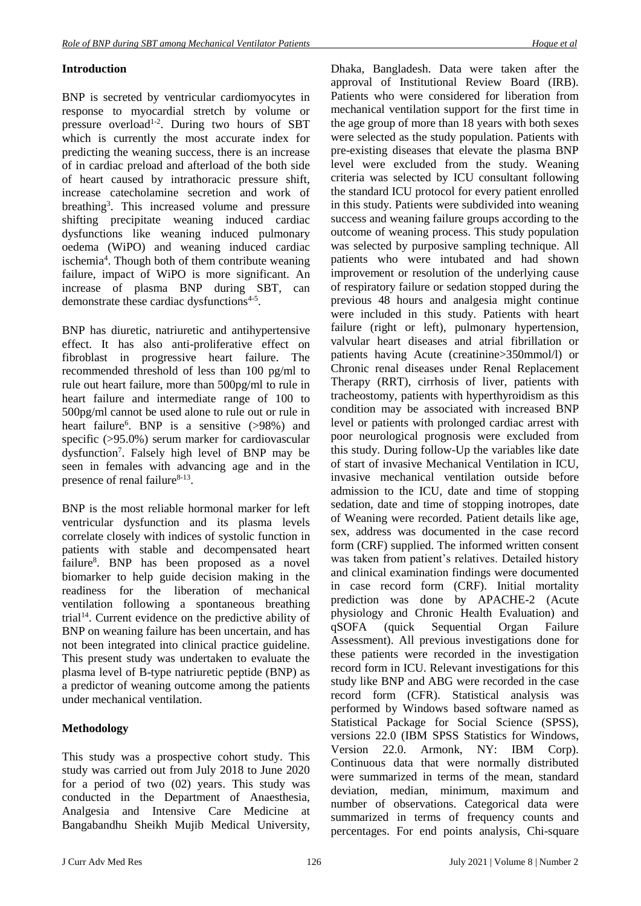## Introduction

BNP is secreted by ventricular cardiomyocytes in response to myocardial stretch by volume or pressure overload[1-2]. During two hours of SBT which is currently the most accurate index for predicting the weaning success, there is an increase of in cardiac preload and afterload of the both side of heart caused by intrathoracic pressure shift, increase catecholamine secretion and work of breathing[3]. This increased volume and pressure shifting precipitate weaning induced cardiac dysfunctions like weaning induced pulmonary oedema (WiPO) and weaning induced cardiac ischemia[4]. Though both of them contribute weaning failure, impact of WiPO is more significant. An increase of plasma BNP during SBT, can demonstrate these cardiac dysfunctions[4-5].

BNP has diuretic, natriuretic and antihypertensive effect. It has also anti-proliferative effect on fibroblast in progressive heart failure. The recommended threshold of less than 100 pg/ml to rule out heart failure, more than 500pg/ml to rule in heart failure and intermediate range of 100 to 500pg/ml cannot be used alone to rule out or rule in heart failure[6]. BNP is a sensitive (>98%) and specific (>95.0%) serum marker for cardiovascular dysfunction[7]. Falsely high level of BNP may be seen in females with advancing age and in the presence of renal failure[8-13].

BNP is the most reliable hormonal marker for left ventricular dysfunction and its plasma levels correlate closely with indices of systolic function in patients with stable and decompensated heart failure[8]. BNP has been proposed as a novel biomarker to help guide decision making in the readiness for the liberation of mechanical ventilation following a spontaneous breathing trial[14]. Current evidence on the predictive ability of BNP on weaning failure has been uncertain, and has not been integrated into clinical practice guideline. This present study was undertaken to evaluate the plasma level of B-type natriuretic peptide (BNP) as a predictor of weaning outcome among the patients under mechanical ventilation.

## Methodology

This study was a prospective cohort study. This study was carried out from July 2018 to June 2020 for a period of two (02) years. This study was conducted in the Department of Anaesthesia, Analgesia and Intensive Care Medicine at Bangabandhu Sheikh Mujib Medical University, Dhaka, Bangladesh. Data were taken after the approval of Institutional Review Board (IRB). Patients who were considered for liberation from mechanical ventilation support for the first time in the age group of more than 18 years with both sexes were selected as the study population. Patients with pre-existing diseases that elevate the plasma BNP level were excluded from the study. Weaning criteria was selected by ICU consultant following the standard ICU protocol for every patient enrolled in this study. Patients were subdivided into weaning success and weaning failure groups according to the outcome of weaning process. This study population was selected by purposive sampling technique. All patients who were intubated and had shown improvement or resolution of the underlying cause of respiratory failure or sedation stopped during the previous 48 hours and analgesia might continue were included in this study. Patients with heart failure (right or left), pulmonary hypertension, valvular heart diseases and atrial fibrillation or patients having Acute (creatinine>350mmol/l) or Chronic renal diseases under Renal Replacement Therapy (RRT), cirrhosis of liver, patients with tracheostomy, patients with hyperthyroidism as this condition may be associated with increased BNP level or patients with prolonged cardiac arrest with poor neurological prognosis were excluded from this study. During follow-Up the variables like date of start of invasive Mechanical Ventilation in ICU, invasive mechanical ventilation outside before admission to the ICU, date and time of stopping sedation, date and time of stopping inotropes, date of Weaning were recorded. Patient details like age, sex, address was documented in the case record form (CRF) supplied. The informed written consent was taken from patient's relatives. Detailed history and clinical examination findings were documented in case record form (CRF). Initial mortality prediction was done by APACHE-2 (Acute physiology and Chronic Health Evaluation) and qSOFA (quick Sequential Organ Failure Assessment). All previous investigations done for these patients were recorded in the investigation record form in ICU. Relevant investigations for this study like BNP and ABG were recorded in the case record form (CFR). Statistical analysis was performed by Windows based software named as Statistical Package for Social Science (SPSS), versions 22.0 (IBM SPSS Statistics for Windows, Version 22.0. Armonk, NY: IBM Corp). Continuous data that were normally distributed were summarized in terms of the mean, standard deviation, median, minimum, maximum and number of observations. Categorical data were summarized in terms of frequency counts and percentages. For end points analysis, Chi-square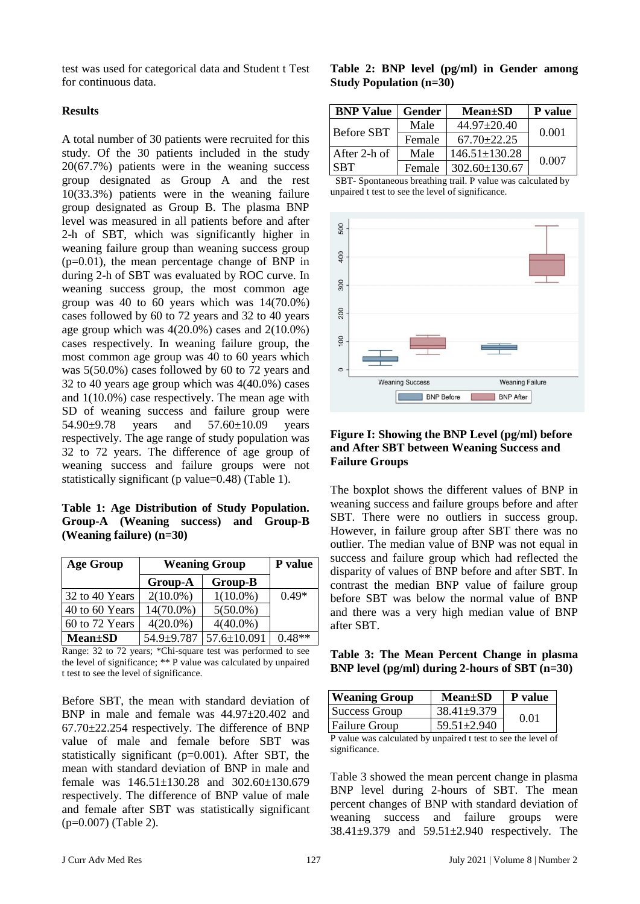test was used for categorical data and Student t Test for continuous data.

## Results

A total number of 30 patients were recruited for this study. Of the 30 patients included in the study 20(67.7%) patients were in the weaning success group designated as Group A and the rest 10(33.3%) patients were in the weaning failure group designated as Group B. The plasma BNP level was measured in all patients before and after 2-h of SBT, which was significantly higher in weaning failure group than weaning success group (p=0.01), the mean percentage change of BNP in during 2-h of SBT was evaluated by ROC curve. In weaning success group, the most common age group was 40 to 60 years which was 14(70.0%) cases followed by 60 to 72 years and 32 to 40 years age group which was 4(20.0%) cases and 2(10.0%) cases respectively. In weaning failure group, the most common age group was 40 to 60 years which was 5(50.0%) cases followed by 60 to 72 years and 32 to 40 years age group which was 4(40.0%) cases and 1(10.0%) case respectively. The mean age with SD of weaning success and failure group were 54.90±9.78 years and 57.60±10.09 years respectively. The age range of study population was 32 to 72 years. The difference of age group of weaning success and failure groups were not statistically significant (p value=0.48) (Table 1).

**Table 1: Age Distribution of Study Population. Group-A (Weaning success) and Group-B (Weaning failure) (n=30)**

| Age Group | Weaning Group | | P value |
|---|---|---|---|
| | Group-A | Group-B | |
| 32 to 40 Years | 2(10.0%) | 1(10.0%) | 0.49* |
| 40 to 60 Years | 14(70.0%) | 5(50.0%) | |
| 60 to 72 Years | 4(20.0%) | 4(40.0%) | |
| **Mean±SD** | 54.9±9.787 | 57.6±10.091 | 0.48** |

Range: 32 to 72 years; *Chi-square test was performed to see the level of significance; ** P value was calculated by unpaired t test to see the level of significance.

Before SBT, the mean with standard deviation of BNP in male and female was 44.97±20.402 and 67.70±22.254 respectively. The difference of BNP value of male and female before SBT was statistically significant (p=0.001). After SBT, the mean with standard deviation of BNP in male and female was 146.51±130.28 and 302.60±130.679 respectively. The difference of BNP value of male and female after SBT was statistically significant (p=0.007) (Table 2).

**Table 2: BNP level (pg/ml) in Gender among Study Population (n=30)**

| BNP Value | Gender | Mean±SD | P value |
|---|---|---|---|
| Before SBT | Male | 44.97±20.40 | 0.001 |
| | Female | 67.70±22.25 | |
| After 2-h of SBT | Male | 146.51±130.28 | 0.007 |
| | Female | 302.60±130.67 | |

SBT- Spontaneous breathing trail. P value was calculated by unpaired t test to see the level of significance.

**Figure I: Showing the BNP Level (pg/ml) before and After SBT between Weaning Success and Failure Groups**

The boxplot shows the different values of BNP in weaning success and failure groups before and after SBT. There were no outliers in success group. However, in failure group after SBT there was no outlier. The median value of BNP was not equal in success and failure group which had reflected the disparity of values of BNP before and after SBT. In contrast the median BNP value of failure group before SBT was below the normal value of BNP and there was a very high median value of BNP after SBT.

**Table 3: The Mean Percent Change in plasma BNP level (pg/ml) during 2-hours of SBT (n=30)**

| Weaning Group | Mean±SD | P value |
|---|---|---|
| Success Group | 38.41±9.379 | 0.01 |
| Failure Group | 59.51±2.940 | |

P value was calculated by unpaired t test to see the level of significance.

Table 3 showed the mean percent change in plasma BNP level during 2-hours of SBT. The mean percent changes of BNP with standard deviation of weaning success and failure groups were 38.41±9.379 and 59.51±2.940 respectively. The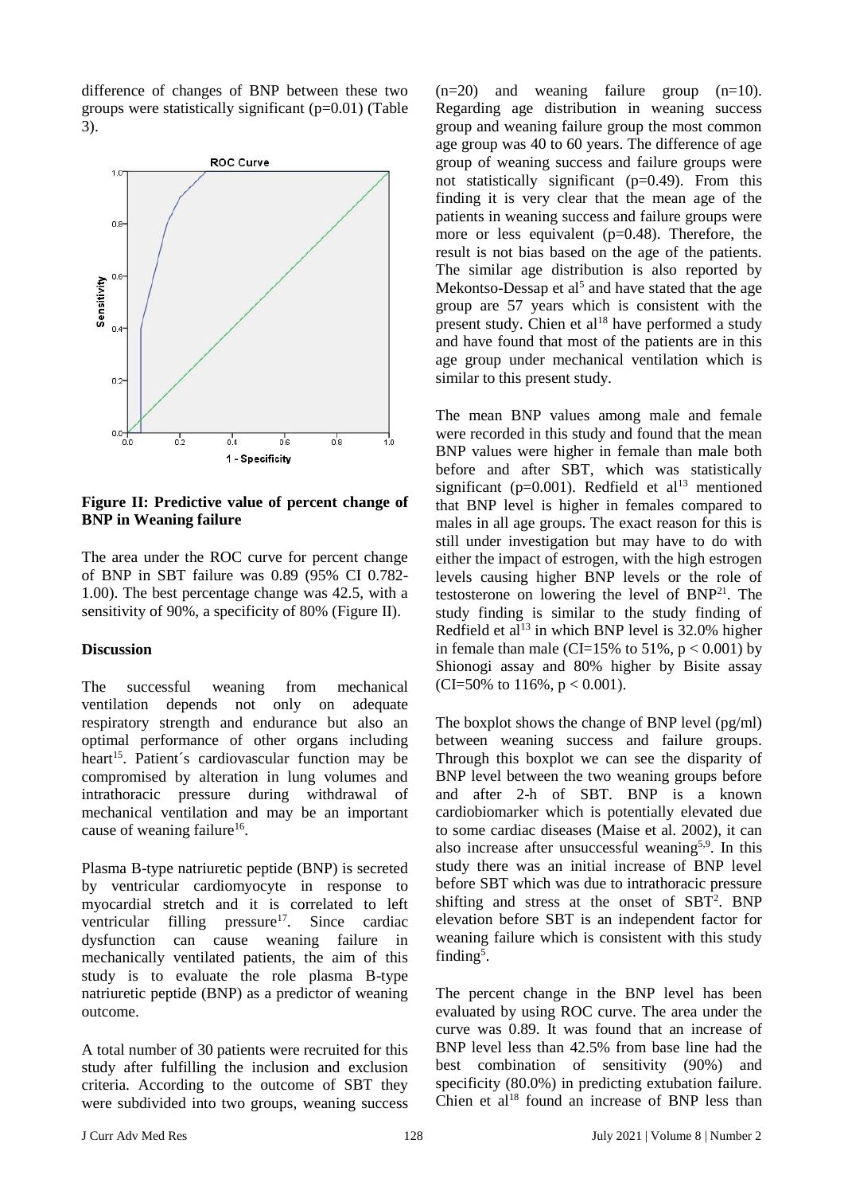difference of changes of BNP between these two groups were statistically significant (p=0.01) (Table 3).

**Figure II: Predictive value of percent change of BNP in Weaning failure**

The area under the ROC curve for percent change of BNP in SBT failure was 0.89 (95% CI 0.782-1.00). The best percentage change was 42.5, with a sensitivity of 90%, a specificity of 80% (Figure II).

**Discussion**

The successful weaning from mechanical ventilation depends not only on adequate respiratory strength and endurance but also an optimal performance of other organs including heart[15]. Patient´s cardiovascular function may be compromised by alteration in lung volumes and intrathoracic pressure during withdrawal of mechanical ventilation and may be an important cause of weaning failure[16].

Plasma B-type natriuretic peptide (BNP) is secreted by ventricular cardiomyocyte in response to myocardial stretch and it is correlated to left ventricular filling pressure[17]. Since cardiac dysfunction can cause weaning failure in mechanically ventilated patients, the aim of this study is to evaluate the role plasma B-type natriuretic peptide (BNP) as a predictor of weaning outcome.

A total number of 30 patients were recruited for this study after fulfilling the inclusion and exclusion criteria. According to the outcome of SBT they were subdivided into two groups, weaning success (n=20) and weaning failure group (n=10). Regarding age distribution in weaning success group and weaning failure group the most common age group was 40 to 60 years. The difference of age group of weaning success and failure groups were not statistically significant (p=0.49). From this finding it is very clear that the mean age of the patients in weaning success and failure groups were more or less equivalent (p=0.48). Therefore, the result is not bias based on the age of the patients. The similar age distribution is also reported by Mekontso-Dessap et al[5] and have stated that the age group are 57 years which is consistent with the present study. Chien et al[18] have performed a study and have found that most of the patients are in this age group under mechanical ventilation which is similar to this present study.

The mean BNP values among male and female were recorded in this study and found that the mean BNP values were higher in female than male both before and after SBT, which was statistically significant (p=0.001). Redfield et al[13] mentioned that BNP level is higher in females compared to males in all age groups. The exact reason for this is still under investigation but may have to do with either the impact of estrogen, with the high estrogen levels causing higher BNP levels or the role of testosterone on lowering the level of BNP[21]. The study finding is similar to the study finding of Redfield et al[13] in which BNP level is 32.0% higher in female than male (CI=15% to 51%, $p < 0.001$) by Shionogi assay and 80% higher by Bisite assay (CI=50% to 116%, $p < 0.001$).

The boxplot shows the change of BNP level (pg/ml) between weaning success and failure groups. Through this boxplot we can see the disparity of BNP level between the two weaning groups before and after 2-h of SBT. BNP is a known cardiobiomarker which is potentially elevated due to some cardiac diseases (Maise et al. 2002), it can also increase after unsuccessful weaning[5,9]. In this study there was an initial increase of BNP level before SBT which was due to intrathoracic pressure shifting and stress at the onset of SBT[2]. BNP elevation before SBT is an independent factor for weaning failure which is consistent with this study finding[5].

The percent change in the BNP level has been evaluated by using ROC curve. The area under the curve was 0.89. It was found that an increase of BNP level less than 42.5% from base line had the best combination of sensitivity (90%) and specificity (80.0%) in predicting extubation failure. Chien et al[18] found an increase of BNP less than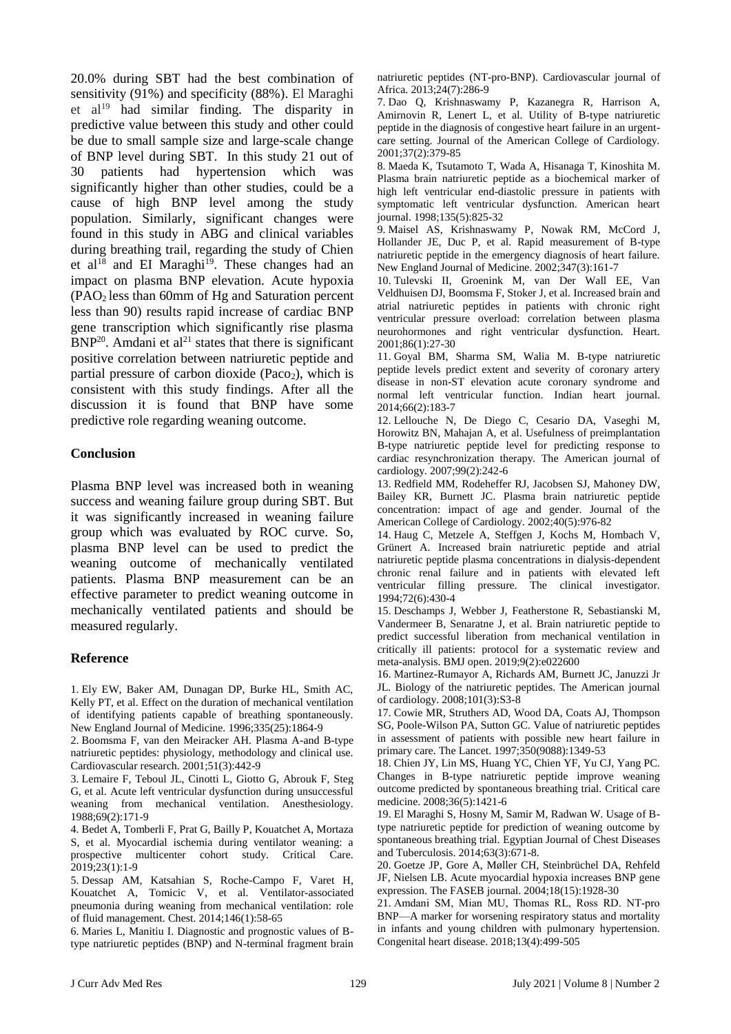20.0% during SBT had the best combination of sensitivity (91%) and specificity (88%). El Maraghi et al[19] had similar finding. The disparity in predictive value between this study and other could be due to small sample size and large-scale change of BNP level during SBT. In this study 21 out of 30 patients had hypertension which was significantly higher than other studies, could be a cause of high BNP level among the study population. Similarly, significant changes were found in this study in ABG and clinical variables during breathing trail, regarding the study of Chien et al[18] and EI Maraghi[19]. These changes had an impact on plasma BNP elevation. Acute hypoxia ($PAO_2$ less than 60mm of Hg and Saturation percent less than 90) results rapid increase of cardiac BNP gene transcription which significantly rise plasma BNP[20]. Amdani et al[21] states that there is significant positive correlation between natriuretic peptide and partial pressure of carbon dioxide ($Paco_2$), which is consistent with this study findings. After all the discussion it is found that BNP have some predictive role regarding weaning outcome.

## Conclusion

Plasma BNP level was increased both in weaning success and weaning failure group during SBT. But it was significantly increased in weaning failure group which was evaluated by ROC curve. So, plasma BNP level can be used to predict the weaning outcome of mechanically ventilated patients. Plasma BNP measurement can be an effective parameter to predict weaning outcome in mechanically ventilated patients and should be measured regularly.

## Reference

1. Ely EW, Baker AM, Dunagan DP, Burke HL, Smith AC, Kelly PT, et al. Effect on the duration of mechanical ventilation of identifying patients capable of breathing spontaneously. New England Journal of Medicine. 1996;335(25):1864-9
2. Boomsma F, van den Meiracker AH. Plasma A-and B-type natriuretic peptides: physiology, methodology and clinical use. Cardiovascular research. 2001;51(3):442-9
3. Lemaire F, Teboul JL, Cinotti L, Giotto G, Abrouk F, Steg G, et al. Acute left ventricular dysfunction during unsuccessful weaning from mechanical ventilation. Anesthesiology. 1988;69(2):171-9
4. Bedet A, Tomberli F, Prat G, Bailly P, Kouatchet A, Mortaza S, et al. Myocardial ischemia during ventilator weaning: a prospective multicenter cohort study. Critical Care. 2019;23(1):1-9
5. Dessap AM, Katsahian S, Roche-Campo F, Varet H, Kouatchet A, Tomicic V, et al. Ventilator-associated pneumonia during weaning from mechanical ventilation: role of fluid management. Chest. 2014;146(1):58-65
6. Maries L, Manitiu I. Diagnostic and prognostic values of B-type natriuretic peptides (BNP) and N-terminal fragment brain natriuretic peptides (NT-pro-BNP). Cardiovascular journal of Africa. 2013;24(7):286-9
7. Dao Q, Krishnaswamy P, Kazanegra R, Harrison A, Amirnovin R, Lenert L, et al. Utility of B-type natriuretic peptide in the diagnosis of congestive heart failure in an urgent-care setting. Journal of the American College of Cardiology. 2001;37(2):379-85
8. Maeda K, Tsutamoto T, Wada A, Hisanaga T, Kinoshita M. Plasma brain natriuretic peptide as a biochemical marker of high left ventricular end-diastolic pressure in patients with symptomatic left ventricular dysfunction. American heart journal. 1998;135(5):825-32
9. Maisel AS, Krishnaswamy P, Nowak RM, McCord J, Hollander JE, Duc P, et al. Rapid measurement of B-type natriuretic peptide in the emergency diagnosis of heart failure. New England Journal of Medicine. 2002;347(3):161-7
10. Tulevski II, Groenink M, van Der Wall EE, Van Veldhuisen DJ, Boomsma F, Stoker J, et al. Increased brain and atrial natriuretic peptides in patients with chronic right ventricular pressure overload: correlation between plasma neurohormones and right ventricular dysfunction. Heart. 2001;86(1):27-30
11. Goyal BM, Sharma SM, Walia M. B-type natriuretic peptide levels predict extent and severity of coronary artery disease in non-ST elevation acute coronary syndrome and normal left ventricular function. Indian heart journal. 2014;66(2):183-7
12. Lellouche N, De Diego C, Cesario DA, Vaseghi M, Horowitz BN, Mahajan A, et al. Usefulness of preimplantation B-type natriuretic peptide level for predicting response to cardiac resynchronization therapy. The American journal of cardiology. 2007;99(2):242-6
13. Redfield MM, Rodeheffer RJ, Jacobsen SJ, Mahoney DW, Bailey KR, Burnett JC. Plasma brain natriuretic peptide concentration: impact of age and gender. Journal of the American College of Cardiology. 2002;40(5):976-82
14. Haug C, Metzele A, Steffgen J, Kochs M, Hombach V, Grünert A. Increased brain natriuretic peptide and atrial natriuretic peptide plasma concentrations in dialysis-dependent chronic renal failure and in patients with elevated left ventricular filling pressure. The clinical investigator. 1994;72(6):430-4
15. Deschamps J, Webber J, Featherstone R, Sebastianski M, Vandermeer B, Senaratne J, et al. Brain natriuretic peptide to predict successful liberation from mechanical ventilation in critically ill patients: protocol for a systematic review and meta-analysis. BMJ open. 2019;9(2):e022600
16. Martinez-Rumayor A, Richards AM, Burnett JC, Januzzi Jr JL. Biology of the natriuretic peptides. The American journal of cardiology. 2008;101(3):S3-8
17. Cowie MR, Struthers AD, Wood DA, Coats AJ, Thompson SG, Poole-Wilson PA, Sutton GC. Value of natriuretic peptides in assessment of patients with possible new heart failure in primary care. The Lancet. 1997;350(9088):1349-53
18. Chien JY, Lin MS, Huang YC, Chien YF, Yu CJ, Yang PC. Changes in B-type natriuretic peptide improve weaning outcome predicted by spontaneous breathing trial. Critical care medicine. 2008;36(5):1421-6
19. El Maraghi S, Hosny M, Samir M, Radwan W. Usage of B-type natriuretic peptide for prediction of weaning outcome by spontaneous breathing trial. Egyptian Journal of Chest Diseases and Tuberculosis. 2014;63(3):671-8.
20. Goetze JP, Gore A, Møller CH, Steinbrüchel DA, Rehfeld JF, Nielsen LB. Acute myocardial hypoxia increases BNP gene expression. The FASEB journal. 2004;18(15):1928-30
21. Amdani SM, Mian MU, Thomas RL, Ross RD. NT-pro BNP—A marker for worsening respiratory status and mortality in infants and young children with pulmonary hypertension. Congenital heart disease. 2018;13(4):499-505